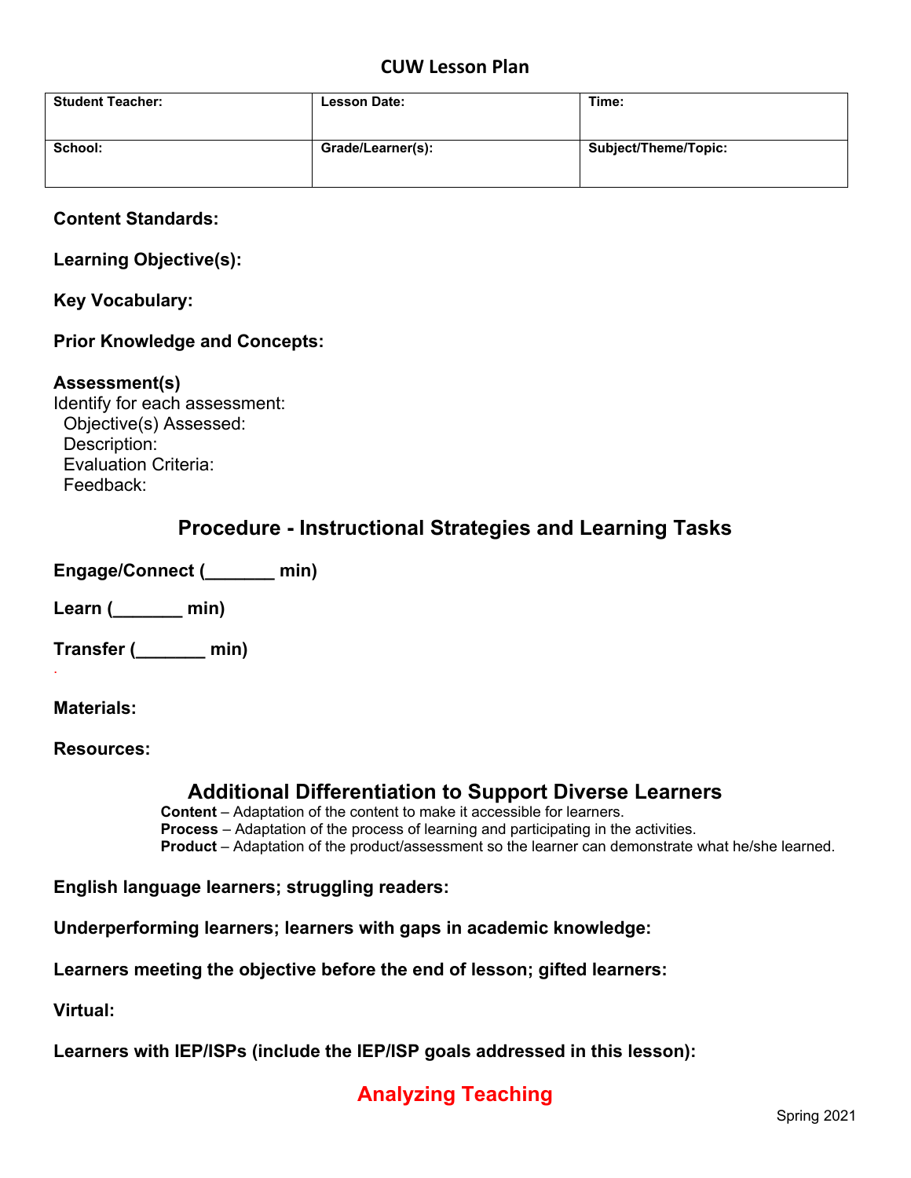# CUW Lesson Plan

| Student Teacher: | Lesson Date: | Time: |
|---|---|---|
| School: | Grade/Learner(s): | Subject/Theme/Topic: |

**Content Standards:**

**Learning Objective(s):**

**Key Vocabulary:**

**Prior Knowledge and Concepts:**

**Assessment(s)**

Identify for each assessment:

Objective(s) Assessed:

Description:

Evaluation Criteria:

Feedback:

## Procedure - Instructional Strategies and Learning Tasks

**Engage/Connect (_______ min)**

**Learn (_______ min)**

**Transfer (_______ min)**

**Materials:**

**Resources:**

## Additional Differentiation to Support Diverse Learners

**Content** – Adaptation of the content to make it accessible for learners.
**Process** – Adaptation of the process of learning and participating in the activities.
**Product** – Adaptation of the product/assessment so the learner can demonstrate what he/she learned.

**English language learners; struggling readers:**

**Underperforming learners; learners with gaps in academic knowledge:**

**Learners meeting the objective before the end of lesson; gifted learners:**

**Virtual:**

**Learners with IEP/ISPs (include the IEP/ISP goals addressed in this lesson):**

## Analyzing Teaching

Spring 2021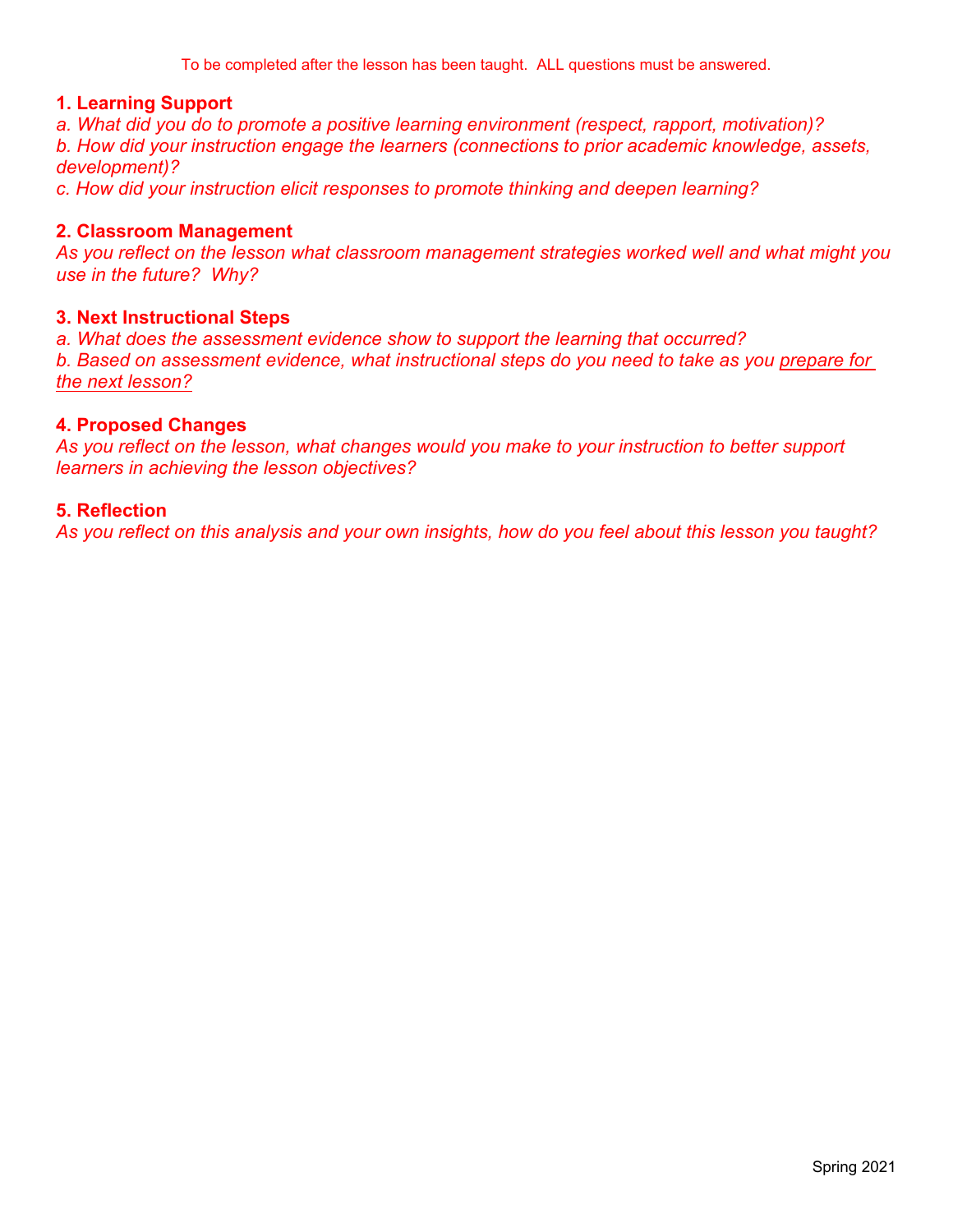To be completed after the lesson has been taught. ALL questions must be answered.

**1. Learning Support**

*a. What did you do to promote a positive learning environment (respect, rapport, motivation)?*
*b. How did your instruction engage the learners (connections to prior academic knowledge, assets, development)?*
*c. How did your instruction elicit responses to promote thinking and deepen learning?*

**2. Classroom Management**

*As you reflect on the lesson what classroom management strategies worked well and what might you use in the future? Why?*

**3. Next Instructional Steps**

*a. What does the assessment evidence show to support the learning that occurred?*
*b. Based on assessment evidence, what instructional steps do you need to take as you <u>prepare for the next lesson?</u>*

**4. Proposed Changes**

*As you reflect on the lesson, what changes would you make to your instruction to better support learners in achieving the lesson objectives?*

**5. Reflection**

*As you reflect on this analysis and your own insights, how do you feel about this lesson you taught?*

Spring 2021